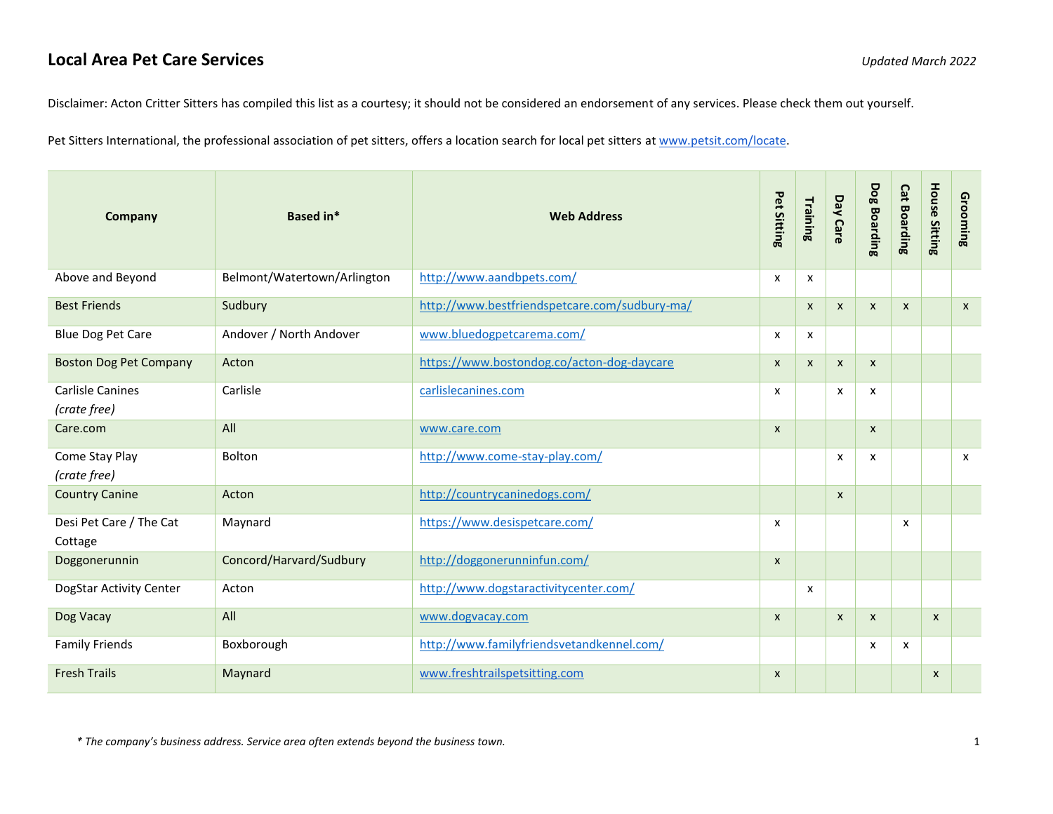## Local Area Pet Care Services

*Updated March 2022*

Disclaimer: Acton Critter Sitters has compiled this list as a courtesy; it should not be considered an endorsement of any services. Please check them out yourself.

Pet Sitters International, the professional association of pet sitters, offers a location search for local pet sitters at www.petsit.com/locate.

| Company | Based in* | Web Address | Pet Sitting | Training | Day Care | Dog Boarding | Cat Boarding | House Sitting | Grooming |
|---|---|---|---|---|---|---|---|---|---|
| Above and Beyond | Belmont/Watertown/Arlington | http://www.aandbpets.com/ | x | x | | | | | |
| Best Friends | Sudbury | http://www.bestfriendspetcare.com/sudbury-ma/ | | x | x | x | x | | x |
| Blue Dog Pet Care | Andover / North Andover | www.bluedogpetcarema.com/ | x | x | | | | | |
| Boston Dog Pet Company | Acton | https://www.bostondog.co/acton-dog-daycare | x | x | x | x | | | |
| Carlisle Canines *(crate free)* | Carlisle | carlislecanines.com | x | | x | x | | | |
| Care.com | All | www.care.com | x | | | x | | | |
| Come Stay Play *(crate free)* | Bolton | http://www.come-stay-play.com/ | | | x | x | | | x |
| Country Canine | Acton | http://countrycaninedogs.com/ | | | x | | | | |
| Desi Pet Care / The Cat Cottage | Maynard | https://www.desispetcare.com/ | x | | | | x | | |
| Doggonerunnin | Concord/Harvard/Sudbury | http://doggonerunninfun.com/ | x | | | | | | |
| DogStar Activity Center | Acton | http://www.dogstaractivitycenter.com/ | | x | | | | | |
| Dog Vacay | All | www.dogvacay.com | x | | x | x | | x | |
| Family Friends | Boxborough | http://www.familyfriendsvetandkennel.com/ | | | | x | x | | |
| Fresh Trails | Maynard | www.freshtrailspetsitting.com | x | | | | | x | |

*\* The company's business address. Service area often extends beyond the business town.*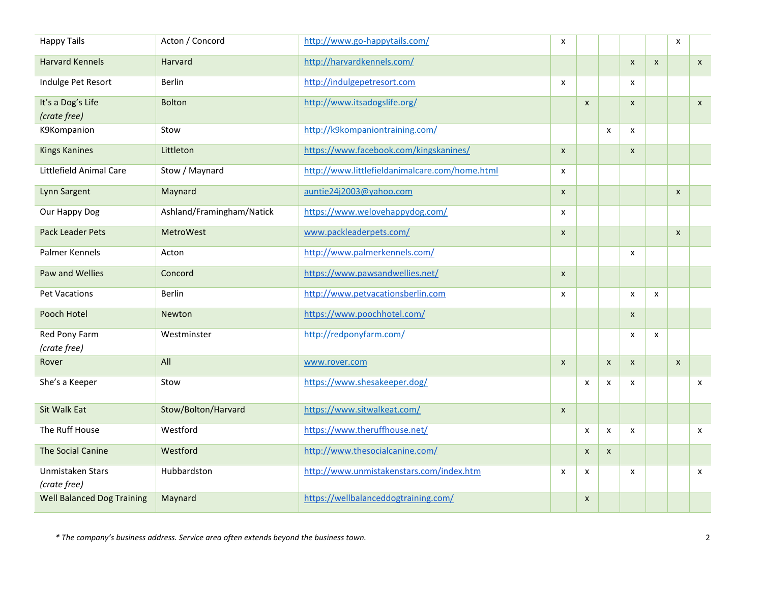| | | | | | | | | | |
|---|---|---|---|---|---|---|---|---|---|
| Happy Tails | Acton / Concord | http://www.go-happytails.com/ | x | | | | | x | |
| Harvard Kennels | Harvard | http://harvardkennels.com/ | | | | x | x | | x |
| Indulge Pet Resort | Berlin | http://indulgepetresort.com | x | | | x | | | |
| It's a Dog's Life *(crate free)* | Bolton | http://www.itsadogslife.org/ | | x | | x | | | x |
| K9Kompanion | Stow | http://k9kompaniontraining.com/ | | | x | x | | | |
| Kings Kanines | Littleton | https://www.facebook.com/kingskanines/ | x | | | x | | | |
| Littlefield Animal Care | Stow / Maynard | http://www.littlefieldanimalcare.com/home.html | x | | | | | | |
| Lynn Sargent | Maynard | auntie24j2003@yahoo.com | x | | | | | x | |
| Our Happy Dog | Ashland/Framingham/Natick | https://www.welovehappydog.com/ | x | | | | | | |
| Pack Leader Pets | MetroWest | www.packleaderpets.com/ | x | | | | | x | |
| Palmer Kennels | Acton | http://www.palmerkennels.com/ | | | | x | | | |
| Paw and Wellies | Concord | https://www.pawsandwellies.net/ | x | | | | | | |
| Pet Vacations | Berlin | http://www.petvacationsberlin.com | x | | | x | x | | |
| Pooch Hotel | Newton | https://www.poochhotel.com/ | | | | x | | | |
| Red Pony Farm *(crate free)* | Westminster | http://redponyfarm.com/ | | | | x | x | | |
| Rover | All | www.rover.com | x | | x | x | | x | |
| She's a Keeper | Stow | https://www.shesakeeper.dog/ | | x | x | x | | | x |
| Sit Walk Eat | Stow/Bolton/Harvard | https://www.sitwalkeat.com/ | x | | | | | | |
| The Ruff House | Westford | https://www.theruffhouse.net/ | | x | x | x | | | x |
| The Social Canine | Westford | http://www.thesocialcanine.com/ | | x | x | | | | |
| Unmistaken Stars *(crate free)* | Hubbardston | http://www.unmistakenstars.com/index.htm | x | x | | x | | | x |
| Well Balanced Dog Training | Maynard | https://wellbalanceddogtraining.com/ | | x | | | | | |

*\* The company's business address. Service area often extends beyond the business town.*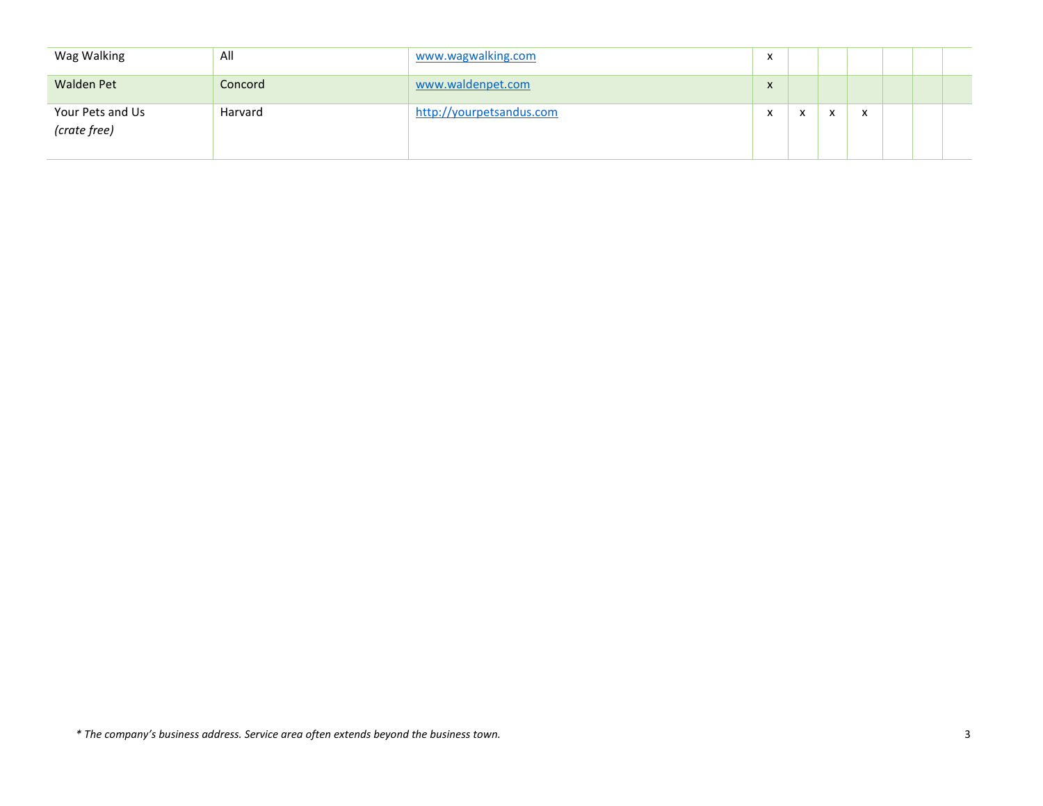| | | | | | | | | | |
|---|---|---|---|---|---|---|---|---|---|
| Wag Walking | All | www.wagwalking.com | x | | | | | | |
| Walden Pet | Concord | www.waldenpet.com | x | | | | | | |
| Your Pets and Us *(crate free)* | Harvard | http://yourpetsandus.com | x | x | x | x | | | |

*\* The company's business address. Service area often extends beyond the business town.*